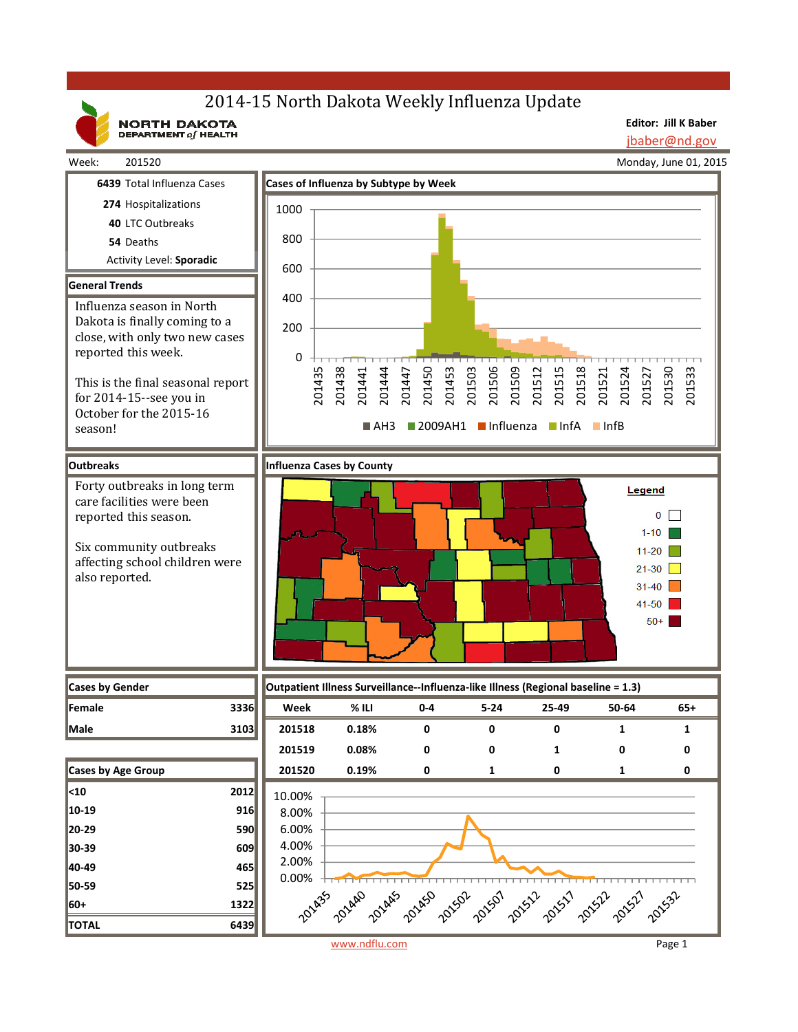# 2014-15 North Dakota Weekly Influenza Update

**NORTH DAKOTA DEPARTMENT of HEALTH**

**Editor: Jill K Baber**
jbaber@nd.gov

Week: 201520

Monday, June 01, 2015

**6439** Total Influenza Cases

**274** Hospitalizations

**40** LTC Outbreaks

**54** Deaths

Activity Level: **Sporadic**

## General Trends

Influenza season in North Dakota is finally coming to a close, with only two new cases reported this week.

This is the final seasonal report for 2014-15--see you in October for the 2015-16 season!

## Cases of Influenza by Subtype by Week

Legend: AH3, 2009AH1, Influenza, InfA, InfB

## Outbreaks

Forty outbreaks in long term care facilities were been reported this season.

Six community outbreaks affecting school children were also reported.

## Influenza Cases by County

Legend: 0; 1-10; 11-20; 21-30; 31-40; 41-50; 50+

## Cases by Gender

| Gender | Cases |
|---|---|
| Female | 3336 |
| Male | 3103 |

## Cases by Age Group

| Age Group | Cases |
|---|---|
| <10 | 2012 |
| 10-19 | 916 |
| 20-29 | 590 |
| 30-39 | 609 |
| 40-49 | 465 |
| 50-59 | 525 |
| 60+ | 1322 |
| TOTAL | 6439 |

## Outpatient Illness Surveillance--Influenza-like Illness (Regional baseline = 1.3)

| Week | % ILI | 0-4 | 5-24 | 25-49 | 50-64 | 65+ |
|---|---|---|---|---|---|---|
| 201518 | 0.18% | 0 | 0 | 0 | 1 | 1 |
| 201519 | 0.08% | 0 | 0 | 1 | 0 | 0 |
| 201520 | 0.19% | 0 | 1 | 0 | 1 | 0 |

www.ndflu.com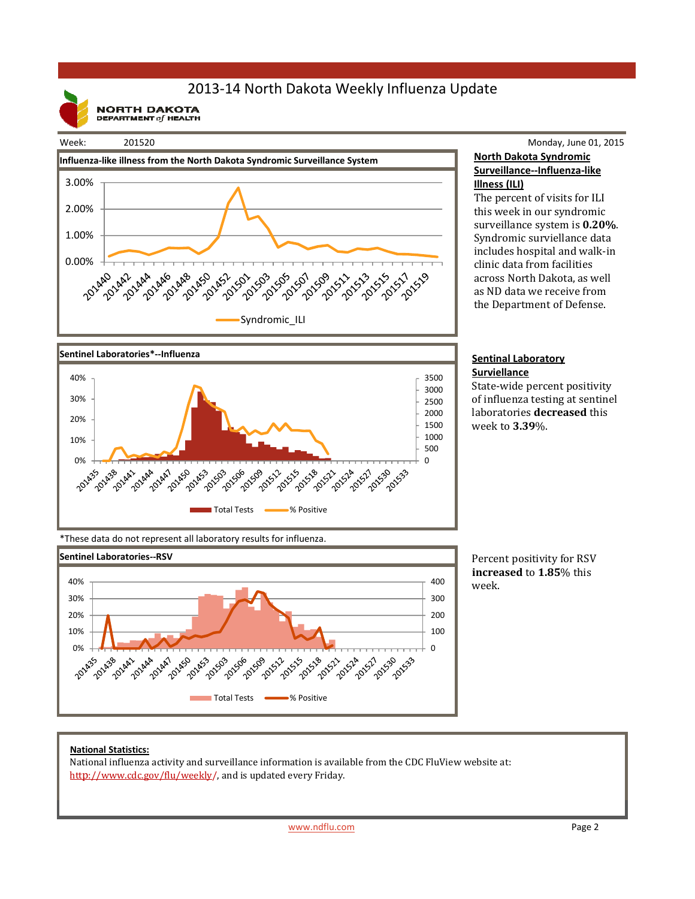# 2013-14 North Dakota Weekly Influenza Update

NORTH DAKOTA DEPARTMENT of HEALTH

Week: 201520

Monday, June 01, 2015

### Influenza-like illness from the North Dakota Syndromic Surveillance System

**North Dakota Syndromic Surveillance--Influenza-like Illness (ILI)**

The percent of visits for ILI this week in our syndromic surveillance system is **0.20%**. Syndromic surviellance data includes hospital and walk-in clinic data from facilities across North Dakota, as well as ND data we receive from the Department of Defense.

### Sentinel Laboratories*--Influenza

**Sentinal Laboratory Surviellance**

State-wide percent positivity of influenza testing at sentinel laboratories **decreased** this week to **3.39**%.

*These data do not represent all laboratory results for influenza.

### Sentinel Laboratories--RSV

Percent positivity for RSV **increased** to **1.85**% this week.

**National Statistics:**

National influenza activity and surveillance information is available from the CDC FluView website at: http://www.cdc.gov/flu/weekly/, and is updated every Friday.

www.ndflu.com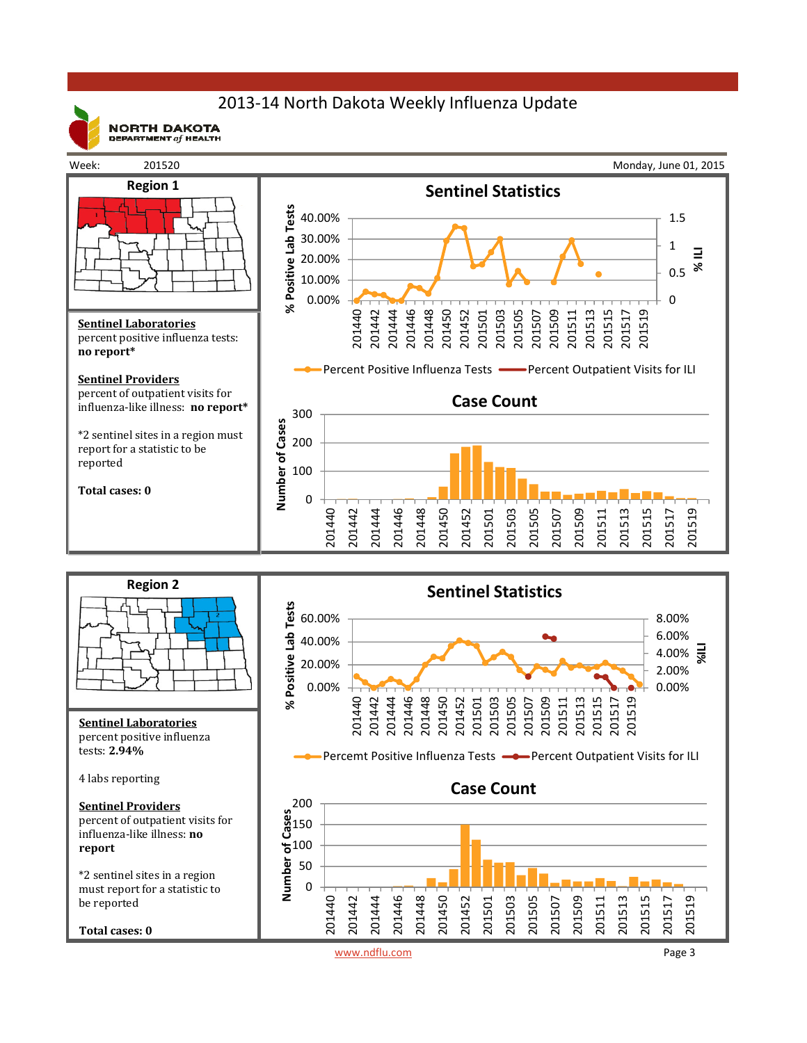# 2013-14 North Dakota Weekly Influenza Update

NORTH DAKOTA DEPARTMENT *of* HEALTH

Week: 201520 — Monday, June 01, 2015

## Region 1

**Sentinel Laboratories**
percent positive influenza tests:
**no report***

**Sentinel Providers**
percent of outpatient visits for influenza-like illness: **no report***

*2 sentinel sites in a region must report for a statistic to be reported

**Total cases: 0**

### Sentinel Statistics

% Positive Lab Tests (0.00% – 40.00%); % ILI (0 – 1.5)

Percent Positive Influenza Tests — Percent Outpatient Visits for ILI

### Case Count

Number of Cases (0 – 300), weeks 201440 – 201519

## Region 2

**Sentinel Laboratories**
percent positive influenza tests: **2.94%**

4 labs reporting

**Sentinel Providers**
percent of outpatient visits for influenza-like illness: **no report**

*2 sentinel sites in a region must report for a statistic to be reported

**Total cases: 0**

### Sentinel Statistics

% Positive Lab Tests (0.00% – 60.00%); %ILI (0.00% – 8.00%)

Percemt Positive Influenza Tests — Percent Outpatient Visits for ILI

### Case Count

Number of Cases (0 – 200), weeks 201440 – 201519

www.ndflu.com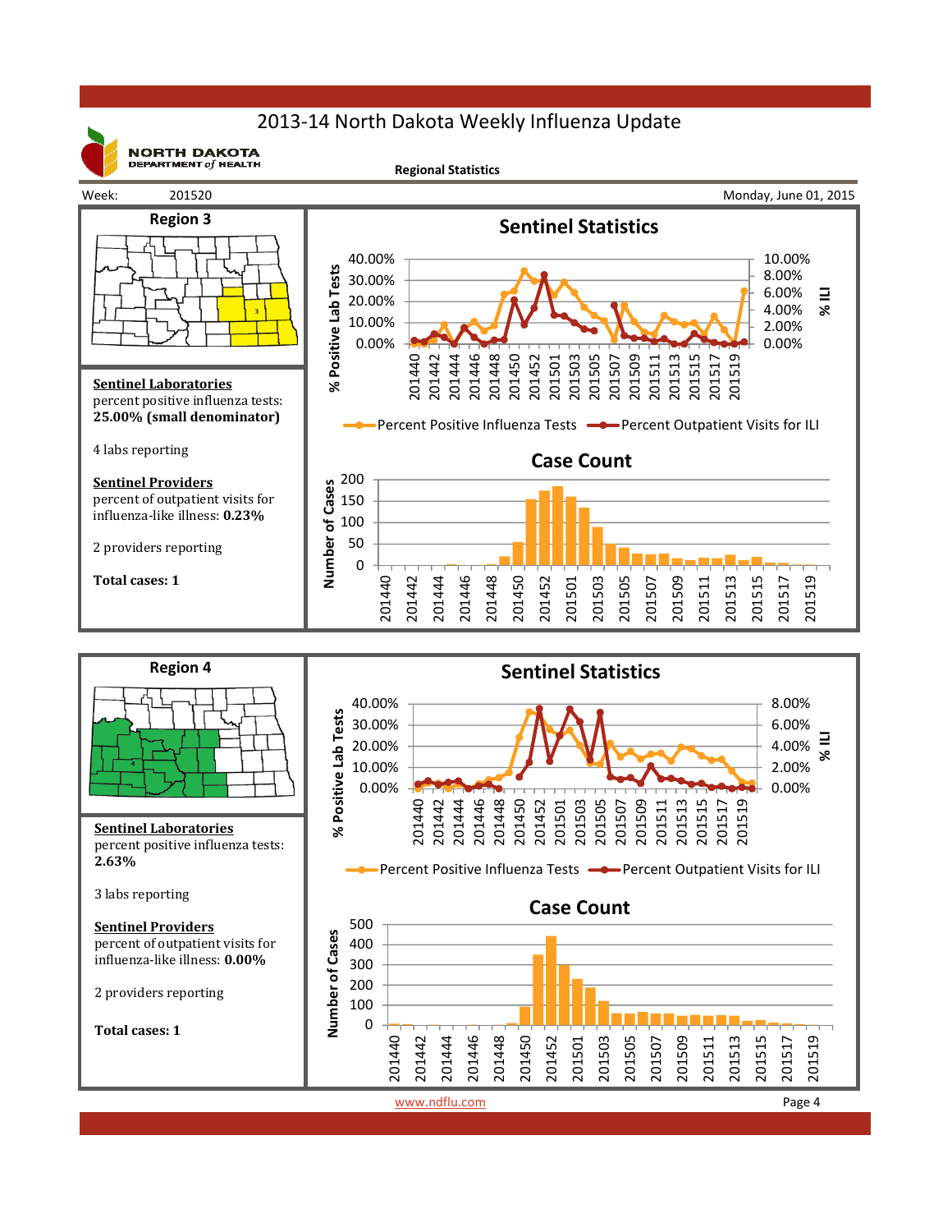# 2013-14 North Dakota Weekly Influenza Update

NORTH DAKOTA DEPARTMENT of HEALTH

**Regional Statistics**

Week: 201520

Monday, June 01, 2015

## Region 3

3

### Sentinel Statistics

40.00%
30.00%
20.00%
10.00%
0.00%

% Positive Lab Tests

10.00%
8.00%
6.00%
4.00%
2.00%
0.00%

% ILI

201440 201442 201444 201446 201448 201450 201452 201501 201503 201505 201507 201509 201511 201513 201515 201517 201519

Percent Positive Influenza Tests
Percent Outpatient Visits for ILI

**Sentinel Laboratories**

percent positive influenza tests: **25.00% (small denominator)**

4 labs reporting

**Sentinel Providers**

percent of outpatient visits for influenza-like illness: **0.23%**

2 providers reporting

**Total cases: 1**

### Case Count

Number of Cases

200
150
100
50
0

201440 201442 201444 201446 201448 201450 201452 201501 201503 201505 201507 201509 201511 201513 201515 201517 201519

## Region 4

4

### Sentinel Statistics

40.00%
30.00%
20.00%
10.00%
0.00%

% Positive Lab Tests

8.00%
6.00%
4.00%
2.00%
0.00%

% ILI

201440 201442 201444 201446 201448 201450 201452 201501 201503 201505 201507 201509 201511 201513 201515 201517 201519

Percent Positive Influenza Tests
Percent Outpatient Visits for ILI

**Sentinel Laboratories**

percent positive influenza tests: **2.63%**

3 labs reporting

**Sentinel Providers**

percent of outpatient visits for influenza-like illness: **0.00%**

2 providers reporting

**Total cases: 1**

### Case Count

Number of Cases

500
400
300
200
100
0

201440 201442 201444 201446 201448 201450 201452 201501 201503 201505 201507 201509 201511 201513 201515 201517 201519

www.ndflu.com